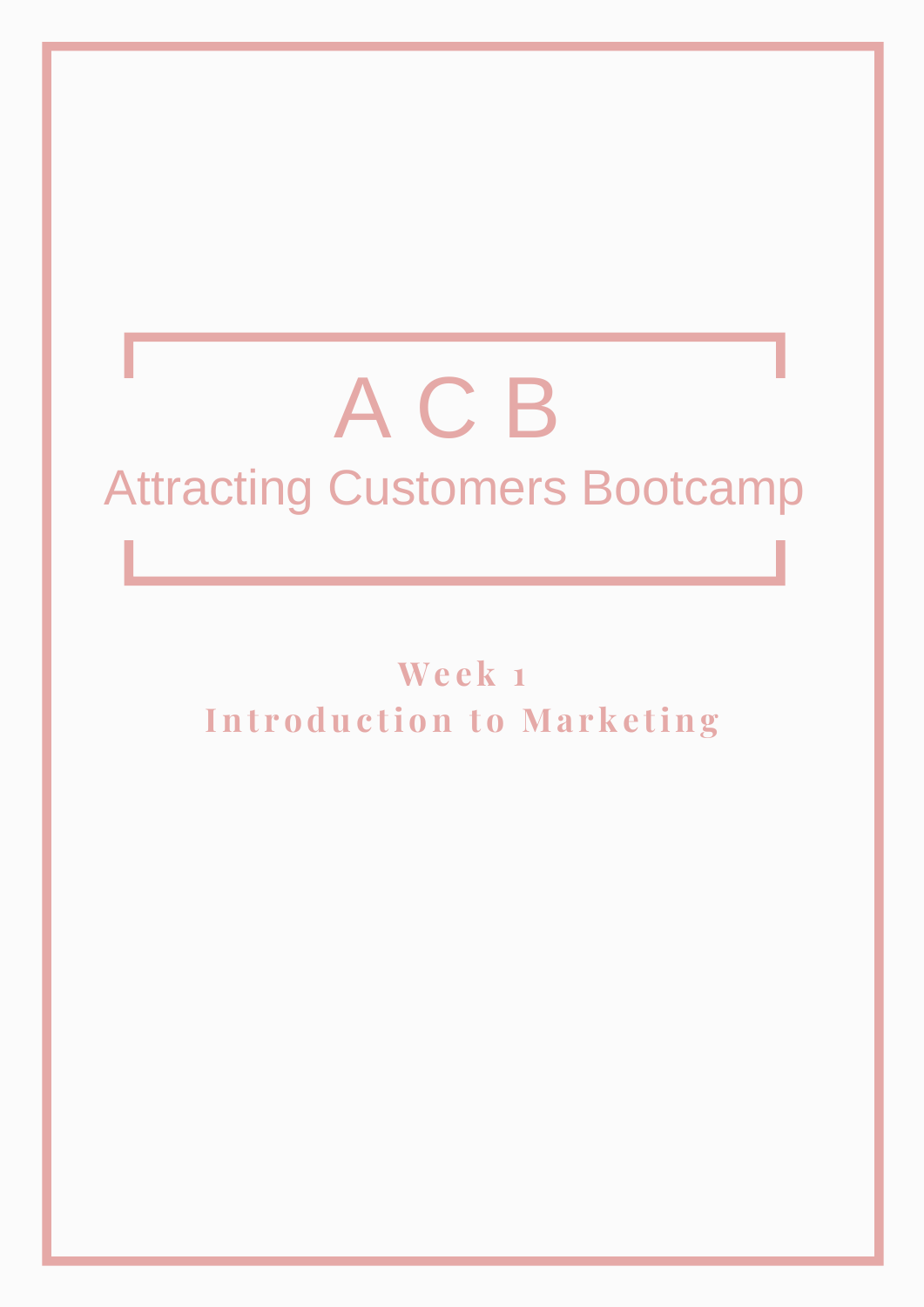# A C B

## Attracting Customers Bootcamp

**Week 1**

**Introduction to Marketing**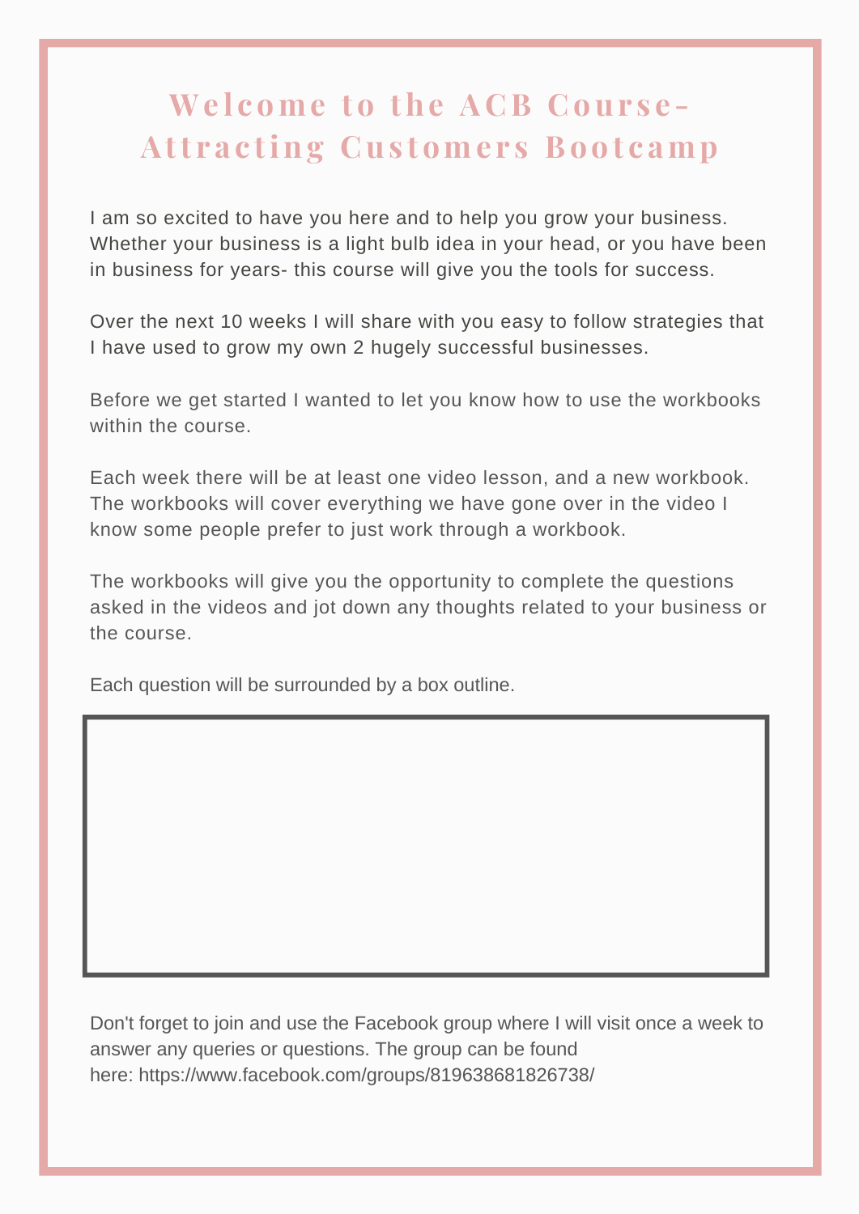# Welcome to the ACB Course- Attracting Customers Bootcamp

I am so excited to have you here and to help you grow your business. Whether your business is a light bulb idea in your head, or you have been in business for years- this course will give you the tools for success.

Over the next 10 weeks I will share with you easy to follow strategies that I have used to grow my own 2 hugely successful businesses.

Before we get started I wanted to let you know how to use the workbooks within the course.

Each week there will be at least one video lesson, and a new workbook. The workbooks will cover everything we have gone over in the video I know some people prefer to just work through a workbook.

The workbooks will give you the opportunity to complete the questions asked in the videos and jot down any thoughts related to your business or the course.

Each question will be surrounded by a box outline.

Don't forget to join and use the Facebook group where I will visit once a week to answer any queries or questions. The group can be found here: https://www.facebook.com/groups/819638681826738/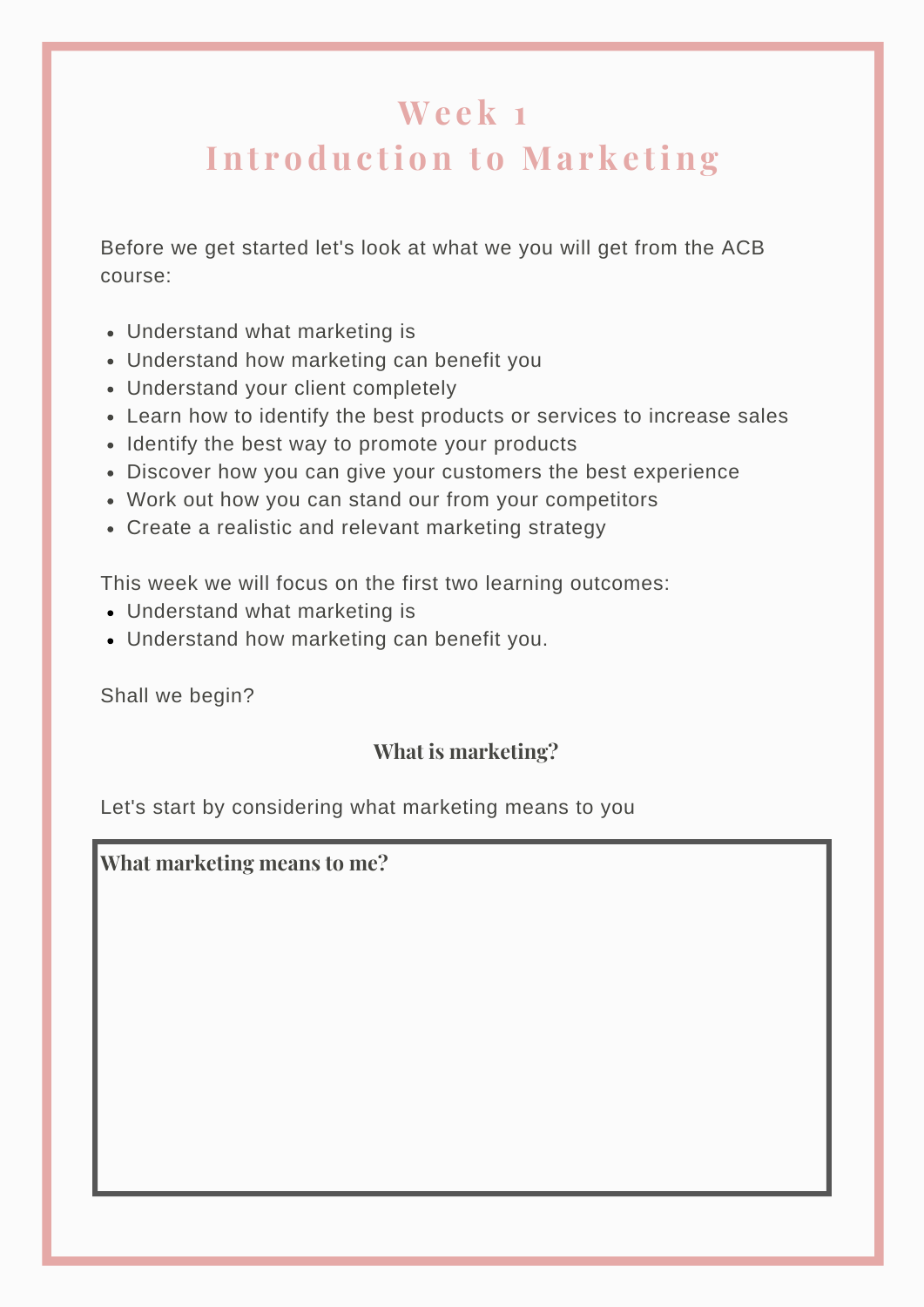# Week 1
# Introduction to Marketing

Before we get started let's look at what we you will get from the ACB course:

- Understand what marketing is
- Understand how marketing can benefit you
- Understand your client completely
- Learn how to identify the best products or services to increase sales
- Identify the best way to promote your products
- Discover how you can give your customers the best experience
- Work out how you can stand our from your competitors
- Create a realistic and relevant marketing strategy

This week we will focus on the first two learning outcomes:

- Understand what marketing is
- Understand how marketing can benefit you.

Shall we begin?

### What is marketing?

Let's start by considering what marketing means to you

**What marketing means to me?**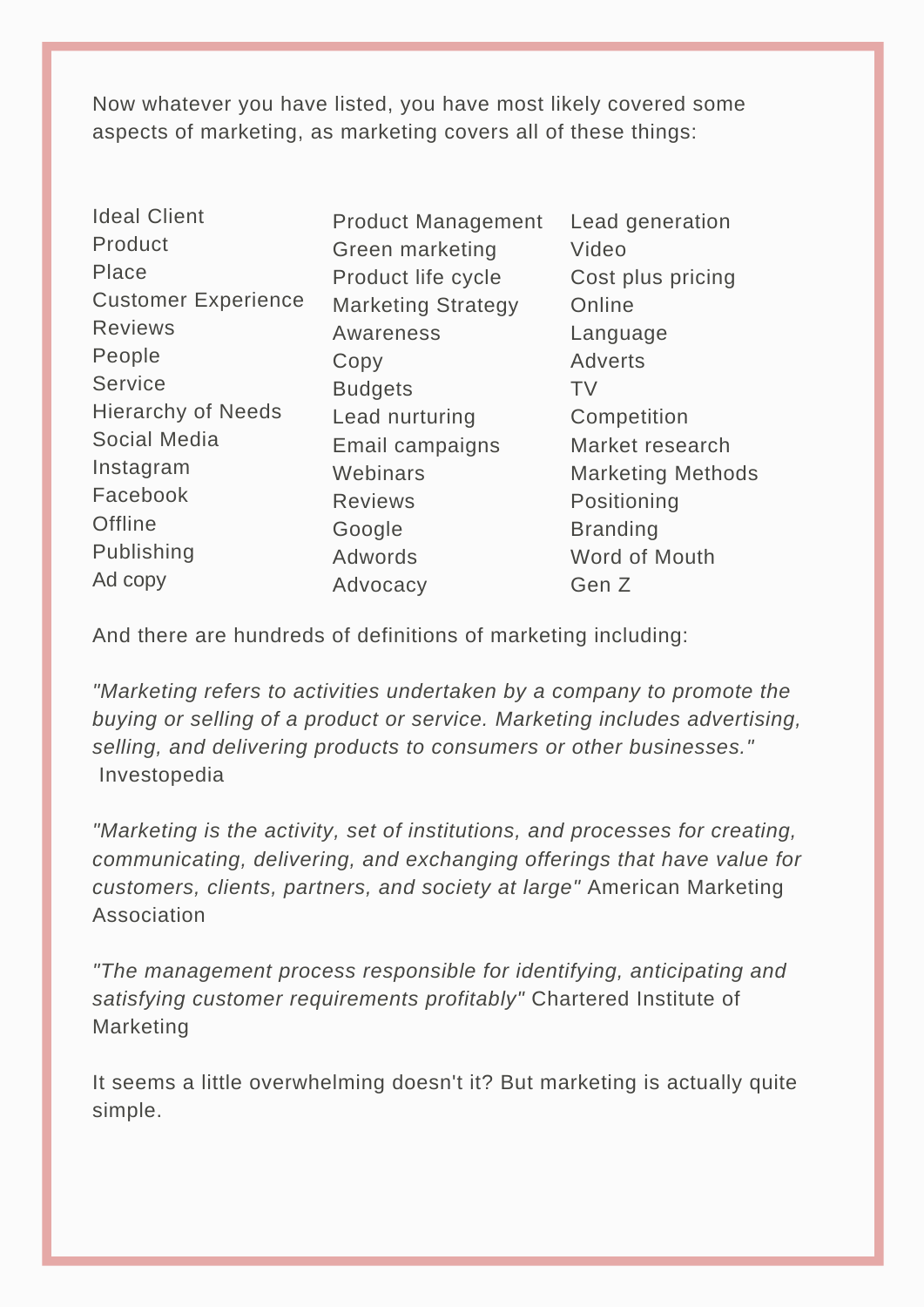Now whatever you have listed, you have most likely covered some aspects of marketing, as marketing covers all of these things:

- Ideal Client
- Product
- Place
- Customer Experience
- Reviews
- People
- Service
- Hierarchy of Needs
- Social Media
- Instagram
- Facebook
- Offline
- Publishing
- Ad copy
- Product Management
- Green marketing
- Product life cycle
- Marketing Strategy
- Awareness
- Copy
- Budgets
- Lead nurturing
- Email campaigns
- Webinars
- Reviews
- Google
- Adwords
- Advocacy
- Lead generation
- Video
- Cost plus pricing
- Online
- Language
- Adverts
- TV
- Competition
- Market research
- Marketing Methods
- Positioning
- Branding
- Word of Mouth
- Gen Z

And there are hundreds of definitions of marketing including:

*"Marketing refers to activities undertaken by a company to promote the buying or selling of a product or service. Marketing includes advertising, selling, and delivering products to consumers or other businesses."* Investopedia

*"Marketing is the activity, set of institutions, and processes for creating, communicating, delivering, and exchanging offerings that have value for customers, clients, partners, and society at large"* American Marketing Association

*"The management process responsible for identifying, anticipating and satisfying customer requirements profitably"* Chartered Institute of Marketing

It seems a little overwhelming doesn't it? But marketing is actually quite simple.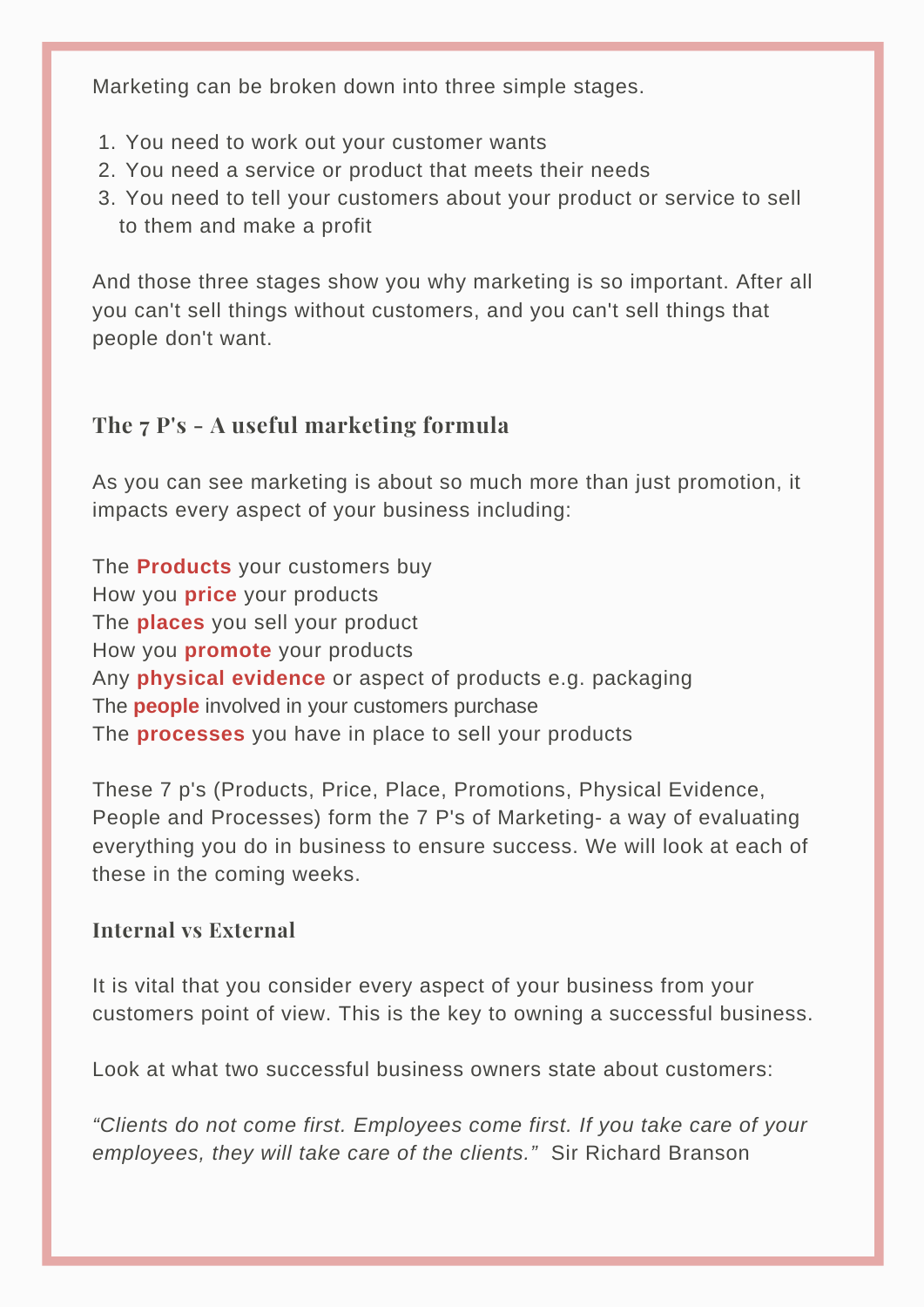Marketing can be broken down into three simple stages.

1. You need to work out your customer wants
2. You need a service or product that meets their needs
3. You need to tell your customers about your product or service to sell to them and make a profit

And those three stages show you why marketing is so important. After all you can't sell things without customers, and you can't sell things that people don't want.

## The 7 P's - A useful marketing formula

As you can see marketing is about so much more than just promotion, it impacts every aspect of your business including:

The **Products** your customers buy
How you **price** your products
The **places** you sell your product
How you **promote** your products
Any **physical evidence** or aspect of products e.g. packaging
The **people** involved in your customers purchase
The **processes** you have in place to sell your products

These 7 p's (Products, Price, Place, Promotions, Physical Evidence, People and Processes) form the 7 P's of Marketing- a way of evaluating everything you do in business to ensure success. We will look at each of these in the coming weeks.

### Internal vs External

It is vital that you consider every aspect of your business from your customers point of view. This is the key to owning a successful business.

Look at what two successful business owners state about customers:

*"Clients do not come first. Employees come first. If you take care of your employees, they will take care of the clients."* Sir Richard Branson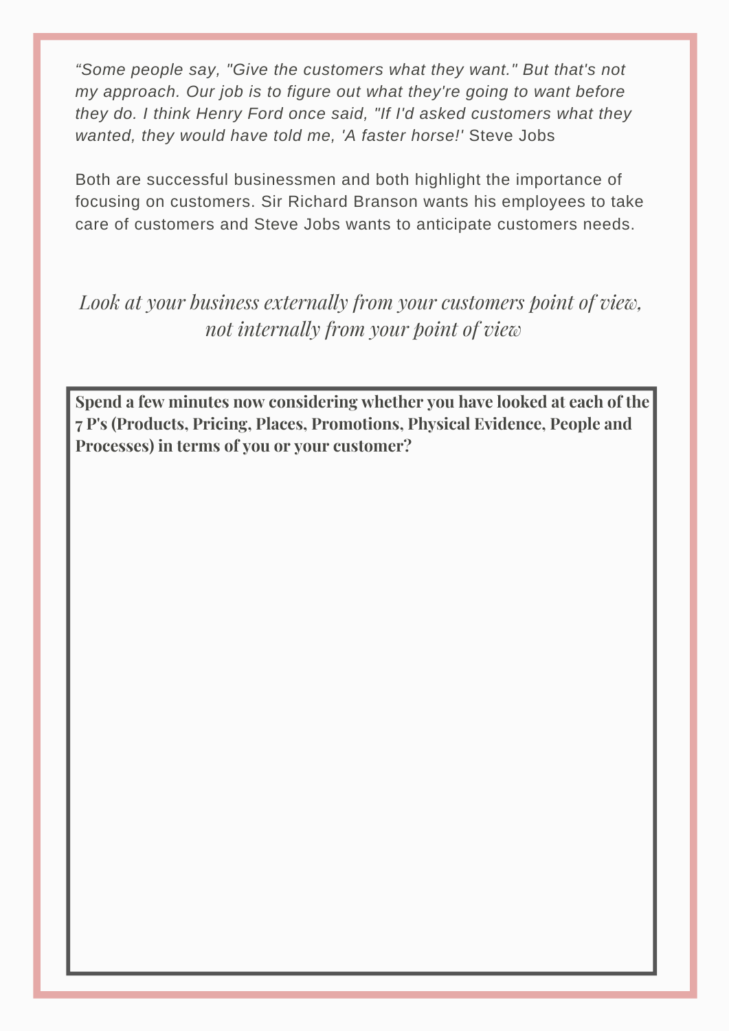*“Some people say, "Give the customers what they want." But that's not my approach. Our job is to figure out what they're going to want before they do. I think Henry Ford once said, "If I'd asked customers what they wanted, they would have told me, 'A faster horse!'* Steve Jobs

Both are successful businessmen and both highlight the importance of focusing on customers. Sir Richard Branson wants his employees to take care of customers and Steve Jobs wants to anticipate customers needs.

*Look at your business externally from your customers point of view, not internally from your point of view*

**Spend a few minutes now considering whether you have looked at each of the 7 P's (Products, Pricing, Places, Promotions, Physical Evidence, People and Processes) in terms of you or your customer?**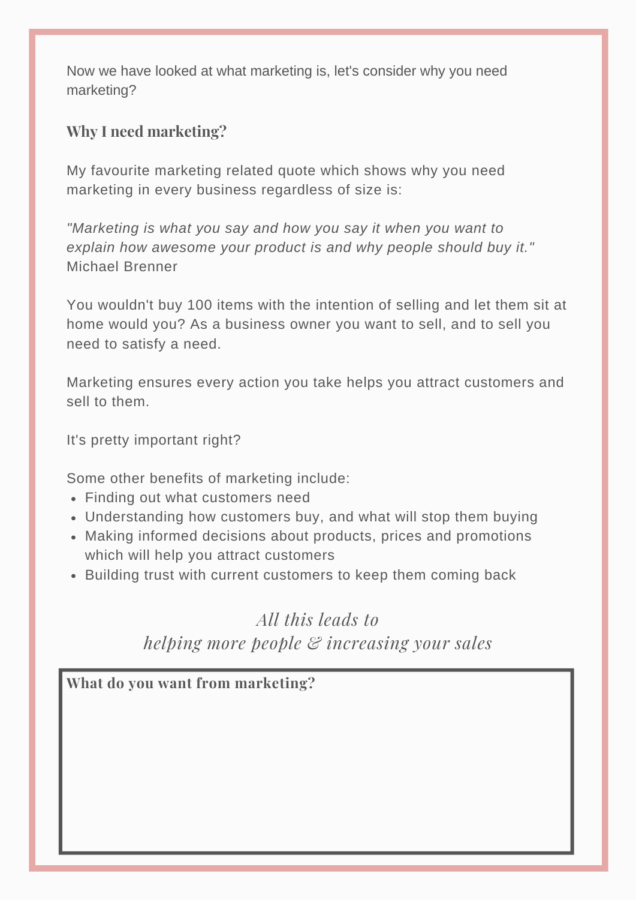Now we have looked at what marketing is, let's consider why you need marketing?

## Why I need marketing?

My favourite marketing related quote which shows why you need marketing in every business regardless of size is:

*"Marketing is what you say and how you say it when you want to explain how awesome your product is and why people should buy it."* Michael Brenner

You wouldn't buy 100 items with the intention of selling and let them sit at home would you? As a business owner you want to sell, and to sell you need to satisfy a need.

Marketing ensures every action you take helps you attract customers and sell to them.

It's pretty important right?

Some other benefits of marketing include:

- Finding out what customers need
- Understanding how customers buy, and what will stop them buying
- Making informed decisions about products, prices and promotions which will help you attract customers
- Building trust with current customers to keep them coming back

*All this leads to*
*helping more people & increasing your sales*

**What do you want from marketing?**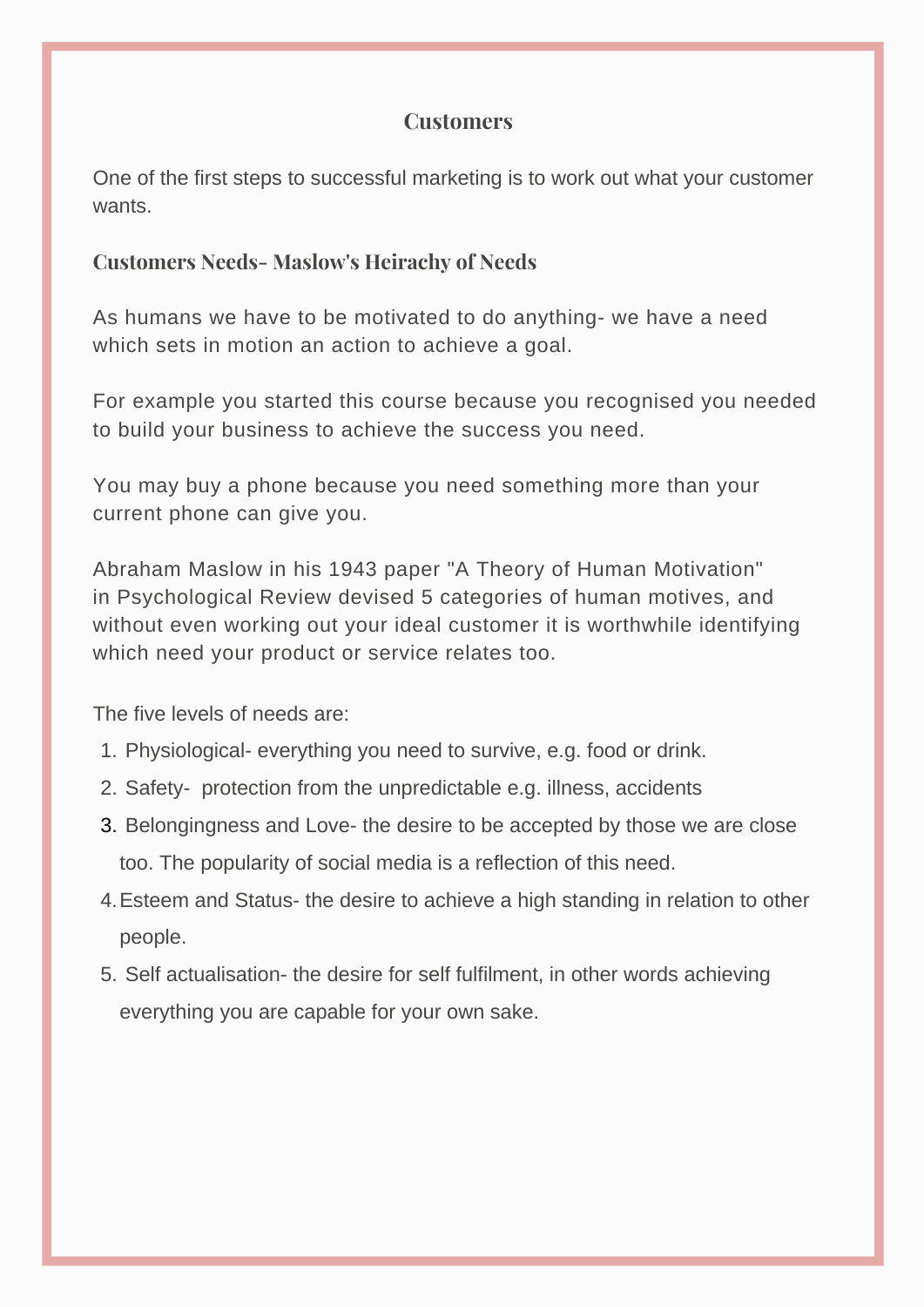## Customers

One of the first steps to successful marketing is to work out what your customer wants.

### Customers Needs- Maslow's Heirachy of Needs

As humans we have to be motivated to do anything- we have a need which sets in motion an action to achieve a goal.

For example you started this course because you recognised you needed to build your business to achieve the success you need.

You may buy a phone because you need something more than your current phone can give you.

Abraham Maslow in his 1943 paper "A Theory of Human Motivation" in Psychological Review devised 5 categories of human motives, and without even working out your ideal customer it is worthwhile identifying which need your product or service relates too.

The five levels of needs are:

1. Physiological- everything you need to survive, e.g. food or drink.
2. Safety- protection from the unpredictable e.g. illness, accidents
3. Belongingness and Love- the desire to be accepted by those we are close too. The popularity of social media is a reflection of this need.
4. Esteem and Status- the desire to achieve a high standing in relation to other people.
5. Self actualisation- the desire for self fulfilment, in other words achieving everything you are capable for your own sake.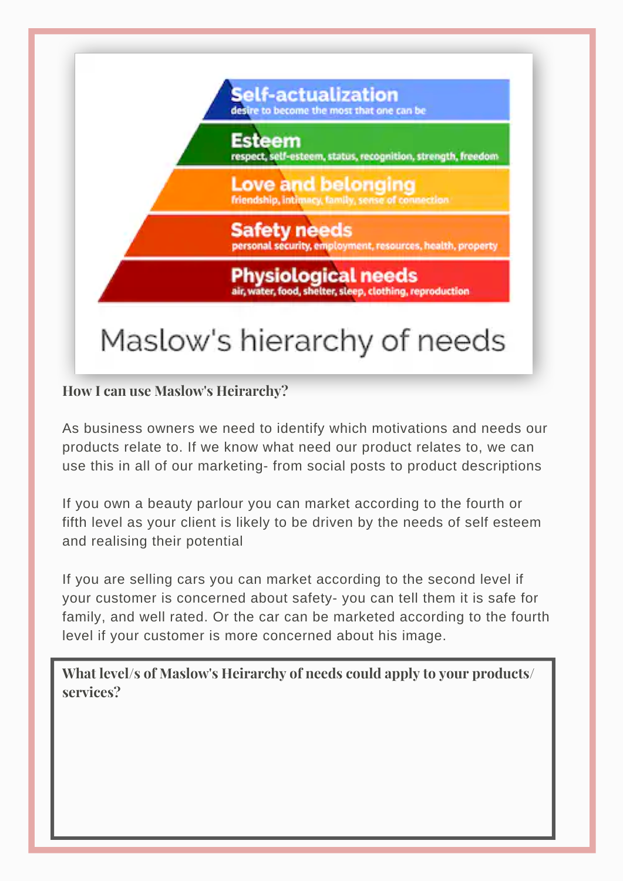Self-actualization
desire to become the most that one can be

Esteem
respect, self-esteem, status, recognition, strength, freedom

Love and belonging
friendship, intimacy, family, sense of connection

Safety needs
personal security, employment, resources, health, property

Physiological needs
air, water, food, shelter, sleep, clothing, reproduction

Maslow's hierarchy of needs

**How I can use Maslow's Heirarchy?**

As business owners we need to identify which motivations and needs our products relate to. If we know what need our product relates to, we can use this in all of our marketing- from social posts to product descriptions

If you own a beauty parlour you can market according to the fourth or fifth level as your client is likely to be driven by the needs of self esteem and realising their potential

If you are selling cars you can market according to the second level if your customer is concerned about safety- you can tell them it is safe for family, and well rated. Or the car can be marketed according to the fourth level if your customer is more concerned about his image.

**What level/s of Maslow's Heirarchy of needs could apply to your products/ services?**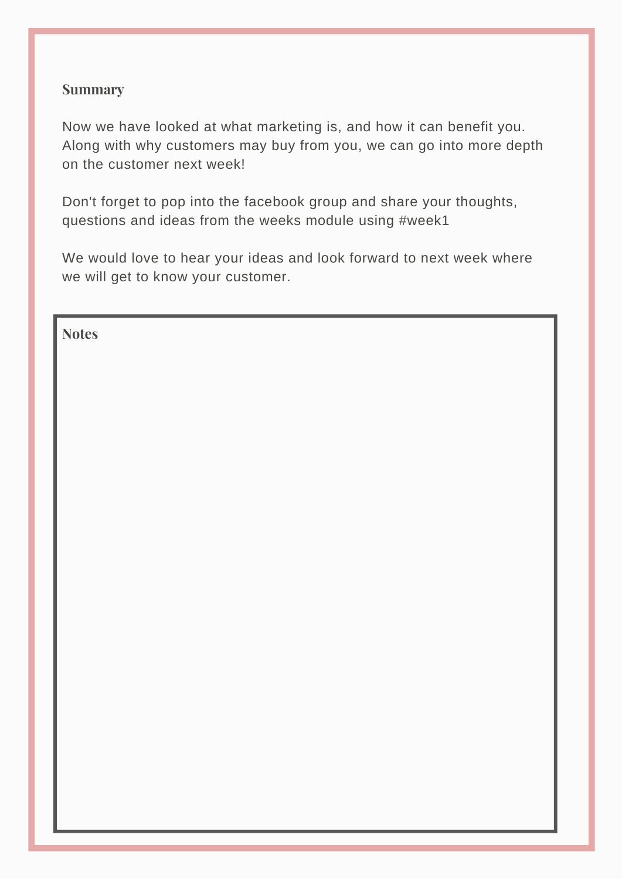### Summary

Now we have looked at what marketing is, and how it can benefit you. Along with why customers may buy from you, we can go into more depth on the customer next week!

Don't forget to pop into the facebook group and share your thoughts, questions and ideas from the weeks module using #week1

We would love to hear your ideas and look forward to next week where we will get to know your customer.

### Notes